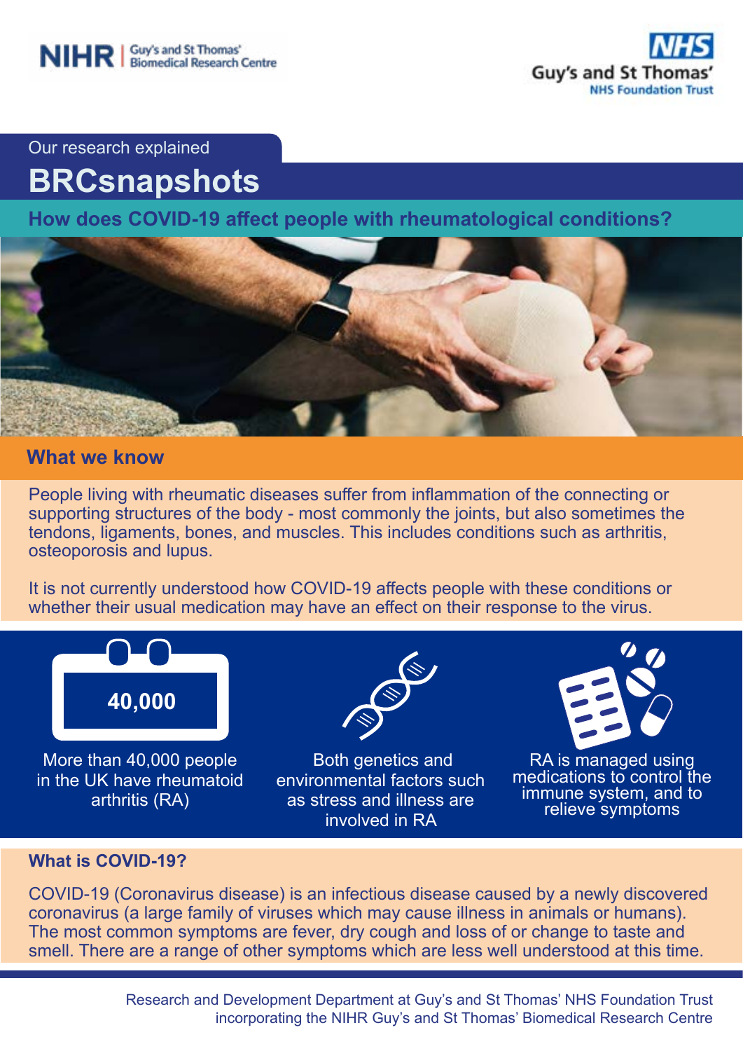NIHR | Guy's and St Thomas' Biomedical Research Centre

NHS Guy's and St Thomas' NHS Foundation Trust

Our research explained

# BRCsnapshots

## How does COVID-19 affect people with rheumatological conditions?

### What we know

People living with rheumatic diseases suffer from inflammation of the connecting or supporting structures of the body - most commonly the joints, but also sometimes the tendons, ligaments, bones, and muscles. This includes conditions such as arthritis, osteoporosis and lupus.

It is not currently understood how COVID-19 affects people with these conditions or whether their usual medication may have an effect on their response to the virus.

**40,000**

More than 40,000 people in the UK have rheumatoid arthritis (RA)

Both genetics and environmental factors such as stress and illness are involved in RA

RA is managed using medications to control the immune system, and to relieve symptoms

### What is COVID-19?

COVID-19 (Coronavirus disease) is an infectious disease caused by a newly discovered coronavirus (a large family of viruses which may cause illness in animals or humans). The most common symptoms are fever, dry cough and loss of or change to taste and smell. There are a range of other symptoms which are less well understood at this time.

Research and Development Department at Guy's and St Thomas' NHS Foundation Trust incorporating the NIHR Guy's and St Thomas' Biomedical Research Centre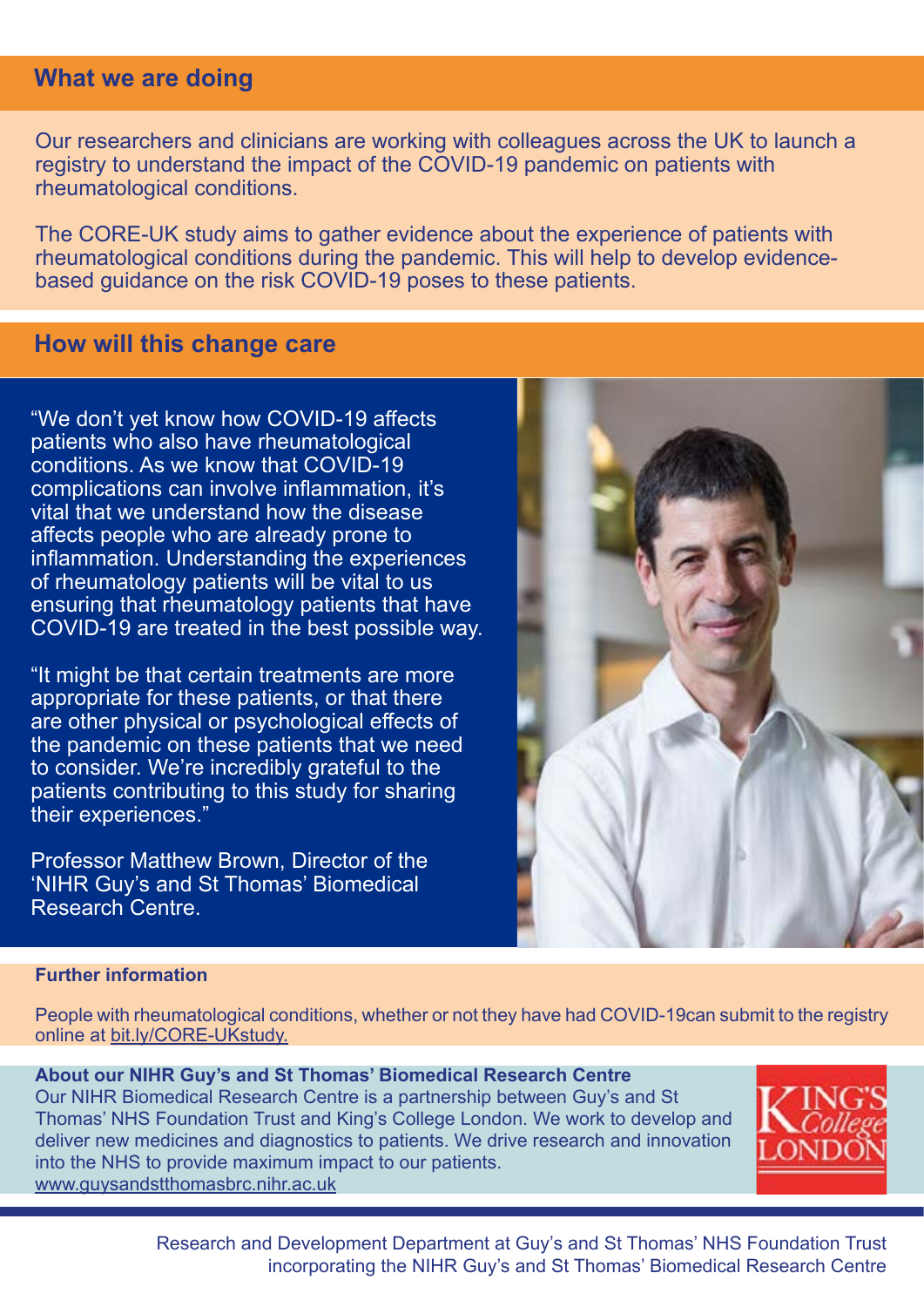## What we are doing

Our researchers and clinicians are working with colleagues across the UK to launch a registry to understand the impact of the COVID-19 pandemic on patients with rheumatological conditions.

The CORE-UK study aims to gather evidence about the experience of patients with rheumatological conditions during the pandemic. This will help to develop evidence-based guidance on the risk COVID-19 poses to these patients.

## How will this change care

"We don't yet know how COVID-19 affects patients who also have rheumatological conditions. As we know that COVID-19 complications can involve inflammation, it's vital that we understand how the disease affects people who are already prone to inflammation. Understanding the experiences of rheumatology patients will be vital to us ensuring that rheumatology patients that have COVID-19 are treated in the best possible way.

"It might be that certain treatments are more appropriate for these patients, or that there are other physical or psychological effects of the pandemic on these patients that we need to consider. We're incredibly grateful to the patients contributing to this study for sharing their experiences."

Professor Matthew Brown, Director of the 'NIHR Guy's and St Thomas' Biomedical Research Centre.

**Further information**

People with rheumatological conditions, whether or not they have had COVID-19can submit to the registry online at bit.ly/CORE-UKstudy.

**About our NIHR Guy's and St Thomas' Biomedical Research Centre**
Our NIHR Biomedical Research Centre is a partnership between Guy's and St Thomas' NHS Foundation Trust and King's College London. We work to develop and deliver new medicines and diagnostics to patients. We drive research and innovation into the NHS to provide maximum impact to our patients.
www.guysandstthomasbrc.nihr.ac.uk

King's College London

Research and Development Department at Guy's and St Thomas' NHS Foundation Trust incorporating the NIHR Guy's and St Thomas' Biomedical Research Centre